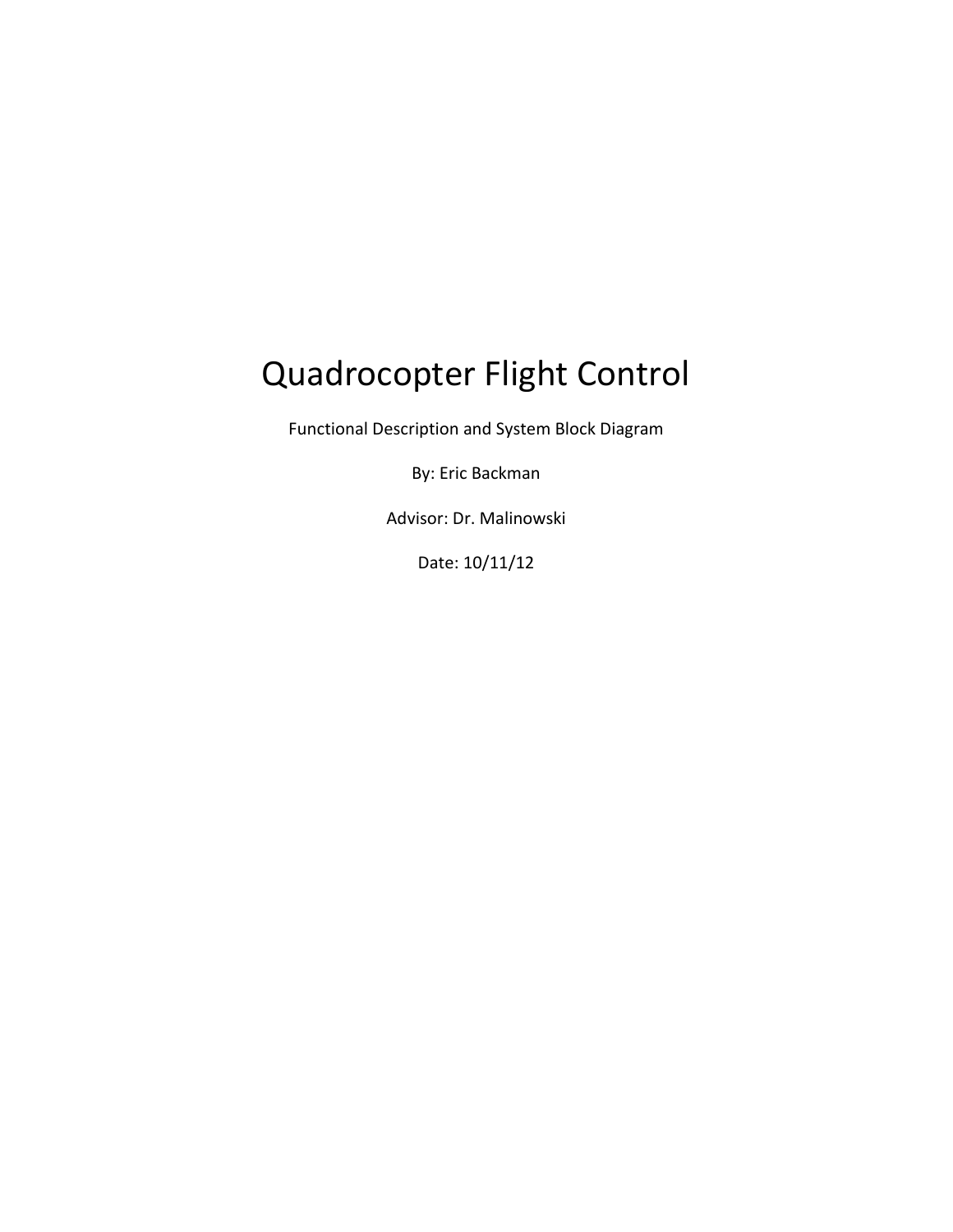# Quadrocopter Flight Control

Functional Description and System Block Diagram

By: Eric Backman

Advisor: Dr. Malinowski

Date: 10/11/12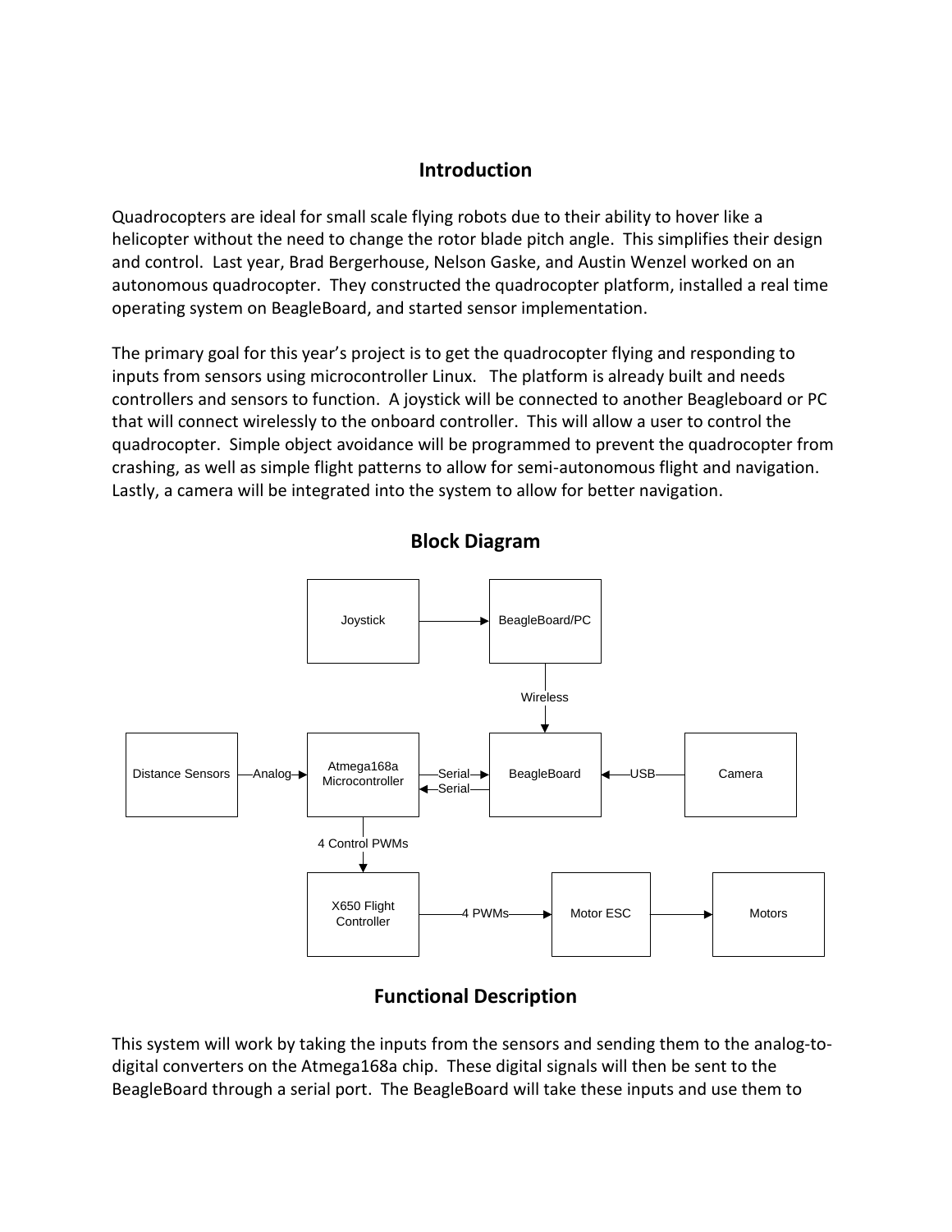## Introduction

Quadrocopters are ideal for small scale flying robots due to their ability to hover like a helicopter without the need to change the rotor blade pitch angle. This simplifies their design and control. Last year, Brad Bergerhouse, Nelson Gaske, and Austin Wenzel worked on an autonomous quadrocopter. They constructed the quadrocopter platform, installed a real time operating system on BeagleBoard, and started sensor implementation.

The primary goal for this year's project is to get the quadrocopter flying and responding to inputs from sensors using microcontroller Linux. The platform is already built and needs controllers and sensors to function. A joystick will be connected to another Beagleboard or PC that will connect wirelessly to the onboard controller. This will allow a user to control the quadrocopter. Simple object avoidance will be programmed to prevent the quadrocopter from crashing, as well as simple flight patterns to allow for semi-autonomous flight and navigation. Lastly, a camera will be integrated into the system to allow for better navigation.

## Block Diagram

Joystick → BeagleBoard/PC

BeagleBoard/PC → (Wireless) → BeagleBoard

Distance Sensors → (Analog) → Atmega168a Microcontroller

Atmega168a Microcontroller → (Serial) → BeagleBoard

BeagleBoard → (Serial) → Atmega168a Microcontroller

Camera → (USB) → BeagleBoard

Atmega168a Microcontroller → (4 Control PWMs) → X650 Flight Controller

X650 Flight Controller → (4 PWMs) → Motor ESC → Motors

## Functional Description

This system will work by taking the inputs from the sensors and sending them to the analog-to-digital converters on the Atmega168a chip. These digital signals will then be sent to the BeagleBoard through a serial port. The BeagleBoard will take these inputs and use them to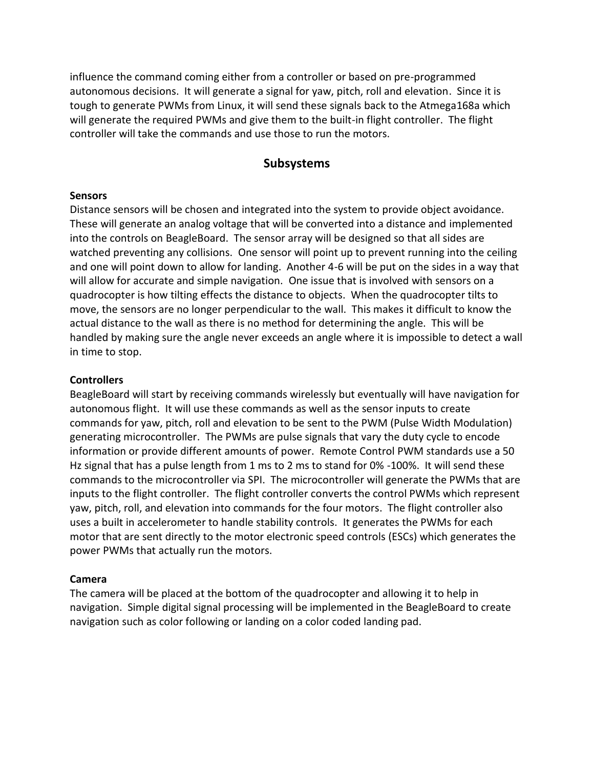influence the command coming either from a controller or based on pre-programmed autonomous decisions. It will generate a signal for yaw, pitch, roll and elevation. Since it is tough to generate PWMs from Linux, it will send these signals back to the Atmega168a which will generate the required PWMs and give them to the built-in flight controller. The flight controller will take the commands and use those to run the motors.

## Subsystems

**Sensors**

Distance sensors will be chosen and integrated into the system to provide object avoidance. These will generate an analog voltage that will be converted into a distance and implemented into the controls on BeagleBoard. The sensor array will be designed so that all sides are watched preventing any collisions. One sensor will point up to prevent running into the ceiling and one will point down to allow for landing. Another 4-6 will be put on the sides in a way that will allow for accurate and simple navigation. One issue that is involved with sensors on a quadrocopter is how tilting effects the distance to objects. When the quadrocopter tilts to move, the sensors are no longer perpendicular to the wall. This makes it difficult to know the actual distance to the wall as there is no method for determining the angle. This will be handled by making sure the angle never exceeds an angle where it is impossible to detect a wall in time to stop.

**Controllers**

BeagleBoard will start by receiving commands wirelessly but eventually will have navigation for autonomous flight. It will use these commands as well as the sensor inputs to create commands for yaw, pitch, roll and elevation to be sent to the PWM (Pulse Width Modulation) generating microcontroller. The PWMs are pulse signals that vary the duty cycle to encode information or provide different amounts of power. Remote Control PWM standards use a 50 Hz signal that has a pulse length from 1 ms to 2 ms to stand for 0% -100%. It will send these commands to the microcontroller via SPI. The microcontroller will generate the PWMs that are inputs to the flight controller. The flight controller converts the control PWMs which represent yaw, pitch, roll, and elevation into commands for the four motors. The flight controller also uses a built in accelerometer to handle stability controls. It generates the PWMs for each motor that are sent directly to the motor electronic speed controls (ESCs) which generates the power PWMs that actually run the motors.

**Camera**

The camera will be placed at the bottom of the quadrocopter and allowing it to help in navigation. Simple digital signal processing will be implemented in the BeagleBoard to create navigation such as color following or landing on a color coded landing pad.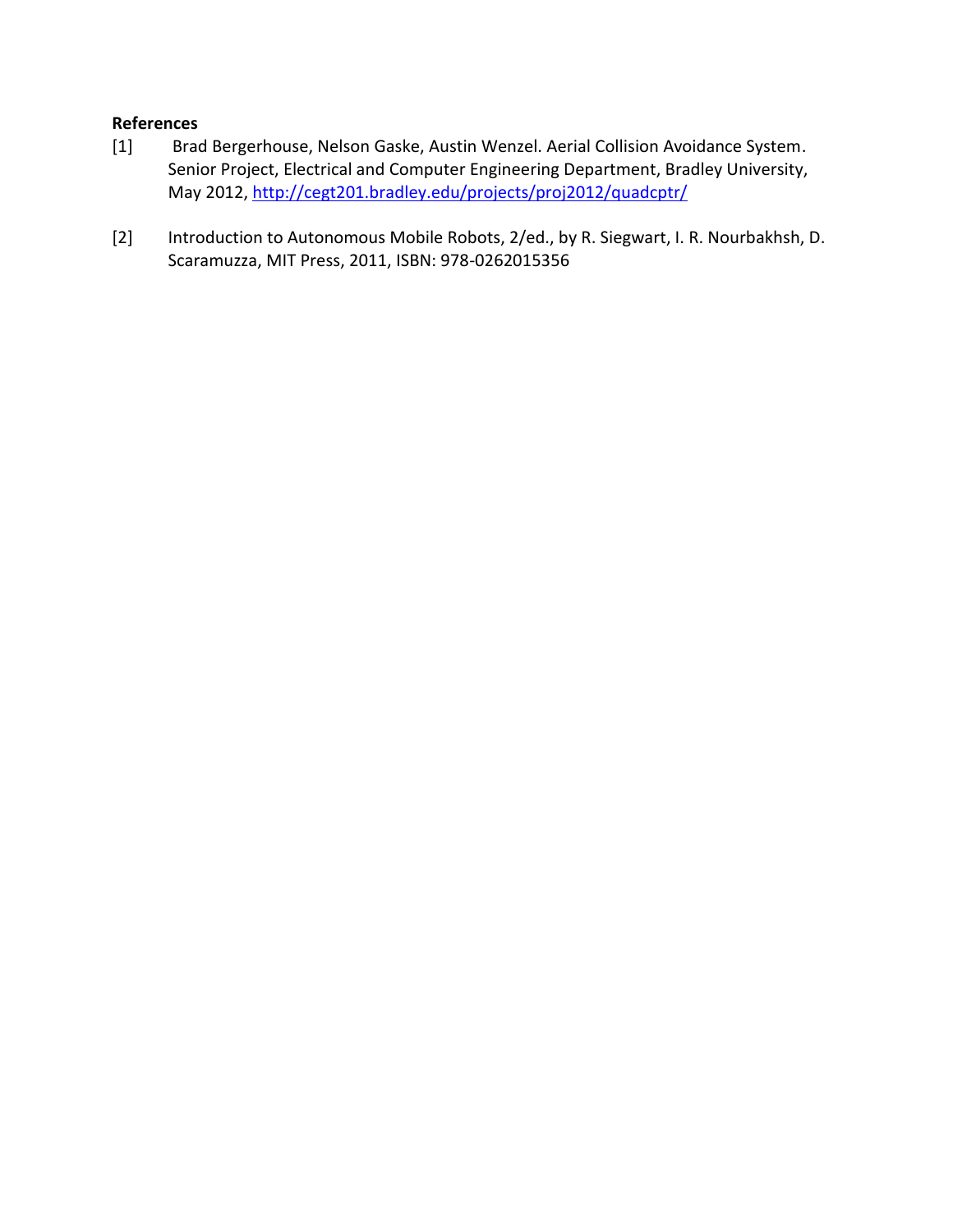**References**

[1] Brad Bergerhouse, Nelson Gaske, Austin Wenzel. Aerial Collision Avoidance System. Senior Project, Electrical and Computer Engineering Department, Bradley University, May 2012, http://cegt201.bradley.edu/projects/proj2012/quadcptr/

[2] Introduction to Autonomous Mobile Robots, 2/ed., by R. Siegwart, I. R. Nourbakhsh, D. Scaramuzza, MIT Press, 2011, ISBN: 978-0262015356